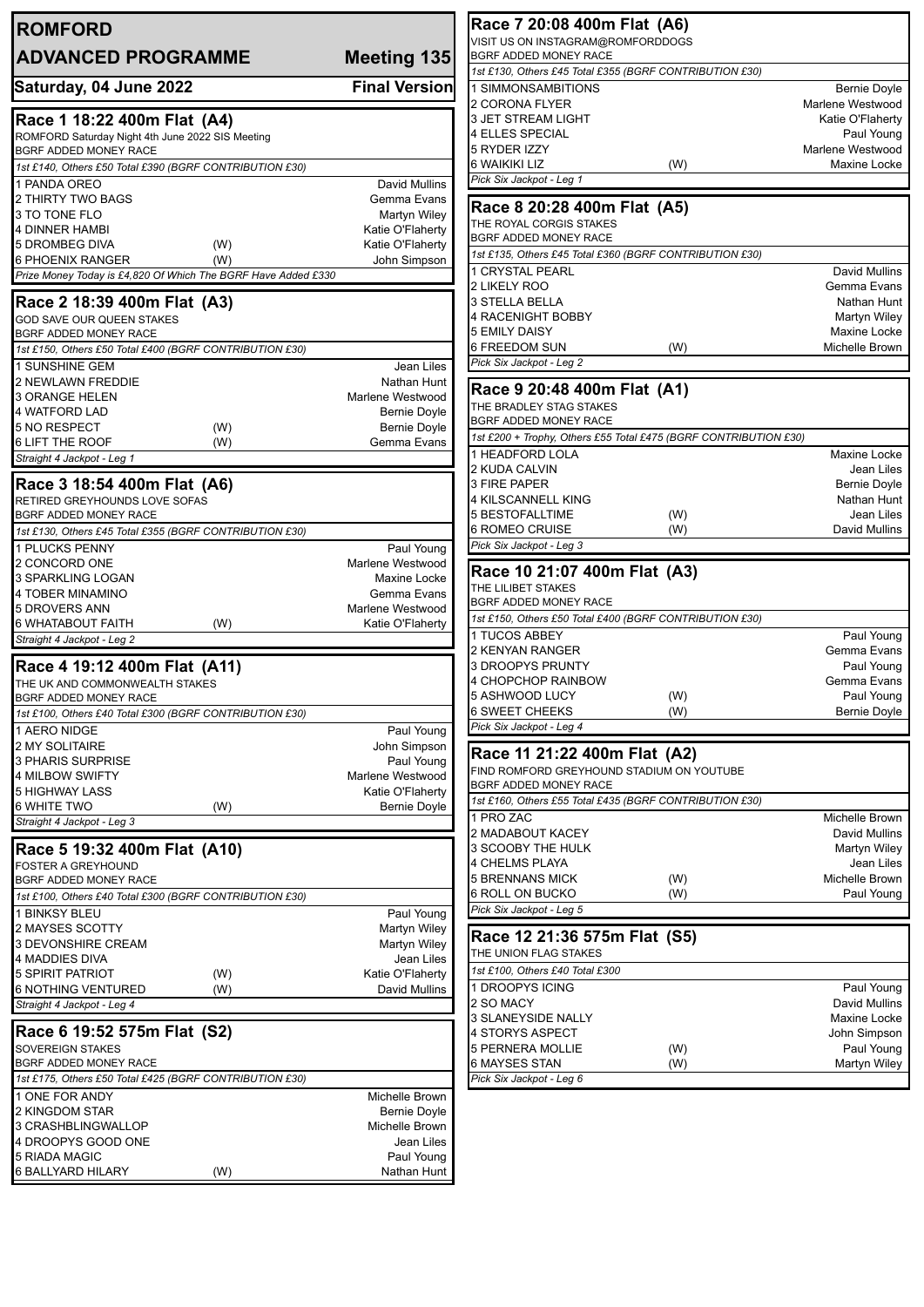# ROMFORD

## ADVANCED PROGRAMME — Meeting 135

**Saturday, 04 June 2022** — **Final Version**

### Race 1 18:22 400m Flat (A4)

ROMFORD Saturday Night 4th June 2022 SIS Meeting
BGRF ADDED MONEY RACE

*1st £140, Others £50 Total £390 (BGRF CONTRIBUTION £30)*

| | | |
|---|---|---|
| 1 PANDA OREO | | David Mullins |
| 2 THIRTY TWO BAGS | | Gemma Evans |
| 3 TO TONE FLO | | Martyn Wiley |
| 4 DINNER HAMBI | | Katie O'Flaherty |
| 5 DROMBEG DIVA | (W) | Katie O'Flaherty |
| 6 PHOENIX RANGER | (W) | John Simpson |

*Prize Money Today is £4,820 Of Which The BGRF Have Added £330*

### Race 2 18:39 400m Flat (A3)

GOD SAVE OUR QUEEN STAKES
BGRF ADDED MONEY RACE

*1st £150, Others £50 Total £400 (BGRF CONTRIBUTION £30)*

| | | |
|---|---|---|
| 1 SUNSHINE GEM | | Jean Liles |
| 2 NEWLAWN FREDDIE | | Nathan Hunt |
| 3 ORANGE HELEN | | Marlene Westwood |
| 4 WATFORD LAD | | Bernie Doyle |
| 5 NO RESPECT | (W) | Bernie Doyle |
| 6 LIFT THE ROOF | (W) | Gemma Evans |

*Straight 4 Jackpot - Leg 1*

### Race 3 18:54 400m Flat (A6)

RETIRED GREYHOUNDS LOVE SOFAS
BGRF ADDED MONEY RACE

*1st £130, Others £45 Total £355 (BGRF CONTRIBUTION £30)*

| | | |
|---|---|---|
| 1 PLUCKS PENNY | | Paul Young |
| 2 CONCORD ONE | | Marlene Westwood |
| 3 SPARKLING LOGAN | | Maxine Locke |
| 4 TOBER MINAMINO | | Gemma Evans |
| 5 DROVERS ANN | | Marlene Westwood |
| 6 WHATABOUT FAITH | (W) | Katie O'Flaherty |

*Straight 4 Jackpot - Leg 2*

### Race 4 19:12 400m Flat (A11)

THE UK AND COMMONWEALTH STAKES
BGRF ADDED MONEY RACE

*1st £100, Others £40 Total £300 (BGRF CONTRIBUTION £30)*

| | | |
|---|---|---|
| 1 AERO NIDGE | | Paul Young |
| 2 MY SOLITAIRE | | John Simpson |
| 3 PHARIS SURPRISE | | Paul Young |
| 4 MILBOW SWIFTY | | Marlene Westwood |
| 5 HIGHWAY LASS | | Katie O'Flaherty |
| 6 WHITE TWO | (W) | Bernie Doyle |

*Straight 4 Jackpot - Leg 3*

### Race 5 19:32 400m Flat (A10)

FOSTER A GREYHOUND
BGRF ADDED MONEY RACE

*1st £100, Others £40 Total £300 (BGRF CONTRIBUTION £30)*

| | | |
|---|---|---|
| 1 BINKSY BLEU | | Paul Young |
| 2 MAYSES SCOTTY | | Martyn Wiley |
| 3 DEVONSHIRE CREAM | | Martyn Wiley |
| 4 MADDIES DIVA | | Jean Liles |
| 5 SPIRIT PATRIOT | (W) | Katie O'Flaherty |
| 6 NOTHING VENTURED | (W) | David Mullins |

*Straight 4 Jackpot - Leg 4*

### Race 6 19:52 575m Flat (S2)

SOVEREIGN STAKES
BGRF ADDED MONEY RACE

*1st £175, Others £50 Total £425 (BGRF CONTRIBUTION £30)*

| | | |
|---|---|---|
| 1 ONE FOR ANDY | | Michelle Brown |
| 2 KINGDOM STAR | | Bernie Doyle |
| 3 CRASHBLINGWALLOP | | Michelle Brown |
| 4 DROOPYS GOOD ONE | | Jean Liles |
| 5 RIADA MAGIC | | Paul Young |
| 6 BALLYARD HILARY | (W) | Nathan Hunt |

### Race 7 20:08 400m Flat (A6)

VISIT US ON INSTAGRAM@ROMFORDDOGS
BGRF ADDED MONEY RACE

*1st £130, Others £45 Total £355 (BGRF CONTRIBUTION £30)*

| | | |
|---|---|---|
| 1 SIMMONSAMBITIONS | | Bernie Doyle |
| 2 CORONA FLYER | | Marlene Westwood |
| 3 JET STREAM LIGHT | | Katie O'Flaherty |
| 4 ELLES SPECIAL | | Paul Young |
| 5 RYDER IZZY | | Marlene Westwood |
| 6 WAIKIKI LIZ | (W) | Maxine Locke |

*Pick Six Jackpot - Leg 1*

### Race 8 20:28 400m Flat (A5)

THE ROYAL CORGIS STAKES
BGRF ADDED MONEY RACE

*1st £135, Others £45 Total £360 (BGRF CONTRIBUTION £30)*

| | | |
|---|---|---|
| 1 CRYSTAL PEARL | | David Mullins |
| 2 LIKELY ROO | | Gemma Evans |
| 3 STELLA BELLA | | Nathan Hunt |
| 4 RACENIGHT BOBBY | | Martyn Wiley |
| 5 EMILY DAISY | | Maxine Locke |
| 6 FREEDOM SUN | (W) | Michelle Brown |

*Pick Six Jackpot - Leg 2*

### Race 9 20:48 400m Flat (A1)

THE BRADLEY STAG STAKES
BGRF ADDED MONEY RACE

*1st £200 + Trophy, Others £55 Total £475 (BGRF CONTRIBUTION £30)*

| | | |
|---|---|---|
| 1 HEADFORD LOLA | | Maxine Locke |
| 2 KUDA CALVIN | | Jean Liles |
| 3 FIRE PAPER | | Bernie Doyle |
| 4 KILSCANNELL KING | | Nathan Hunt |
| 5 BESTOFALLTIME | (W) | Jean Liles |
| 6 ROMEO CRUISE | (W) | David Mullins |

*Pick Six Jackpot - Leg 3*

### Race 10 21:07 400m Flat (A3)

THE LILIBET STAKES
BGRF ADDED MONEY RACE

*1st £150, Others £50 Total £400 (BGRF CONTRIBUTION £30)*

| | | |
|---|---|---|
| 1 TUCOS ABBEY | | Paul Young |
| 2 KENYAN RANGER | | Gemma Evans |
| 3 DROOPYS PRUNTY | | Paul Young |
| 4 CHOPCHOP RAINBOW | | Gemma Evans |
| 5 ASHWOOD LUCY | (W) | Paul Young |
| 6 SWEET CHEEKS | (W) | Bernie Doyle |

*Pick Six Jackpot - Leg 4*

### Race 11 21:22 400m Flat (A2)

FIND ROMFORD GREYHOUND STADIUM ON YOUTUBE
BGRF ADDED MONEY RACE

*1st £160, Others £55 Total £435 (BGRF CONTRIBUTION £30)*

| | | |
|---|---|---|
| 1 PRO ZAC | | Michelle Brown |
| 2 MADABOUT KACEY | | David Mullins |
| 3 SCOOBY THE HULK | | Martyn Wiley |
| 4 CHELMS PLAYA | | Jean Liles |
| 5 BRENNANS MICK | (W) | Michelle Brown |
| 6 ROLL ON BUCKO | (W) | Paul Young |

*Pick Six Jackpot - Leg 5*

### Race 12 21:36 575m Flat (S5)

THE UNION FLAG STAKES

*1st £100, Others £40 Total £300*

| | | |
|---|---|---|
| 1 DROOPYS ICING | | Paul Young |
| 2 SO MACY | | David Mullins |
| 3 SLANEYSIDE NALLY | | Maxine Locke |
| 4 STORYS ASPECT | | John Simpson |
| 5 PERNERA MOLLIE | (W) | Paul Young |
| 6 MAYSES STAN | (W) | Martyn Wiley |

*Pick Six Jackpot - Leg 6*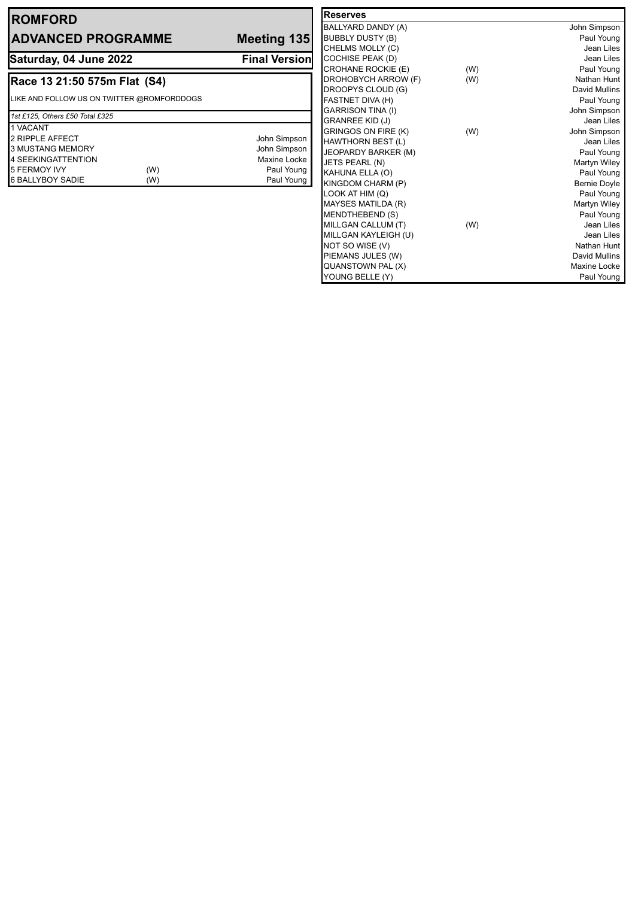# ROMFORD

## ADVANCED PROGRAMME — Meeting 135

**Saturday, 04 June 2022** — **Final Version**

### Race 13 21:50 575m Flat (S4)

LIKE AND FOLLOW US ON TWITTER @ROMFORDDOGS

*1st £125, Others £50 Total £325*

| | | |
|---|---|---|
| 1 VACANT | | |
| 2 RIPPLE AFFECT | | John Simpson |
| 3 MUSTANG MEMORY | | John Simpson |
| 4 SEEKINGATTENTION | | Maxine Locke |
| 5 FERMOY IVY | (W) | Paul Young |
| 6 BALLYBOY SADIE | (W) | Paul Young |

### Reserves

| | | |
|---|---|---|
| BALLYARD DANDY (A) | | John Simpson |
| BUBBLY DUSTY (B) | | Paul Young |
| CHELMS MOLLY (C) | | Jean Liles |
| COCHISE PEAK (D) | | Jean Liles |
| CROHANE ROCKIE (E) | (W) | Paul Young |
| DROHOBYCH ARROW (F) | (W) | Nathan Hunt |
| DROOPYS CLOUD (G) | | David Mullins |
| FASTNET DIVA (H) | | Paul Young |
| GARRISON TINA (I) | | John Simpson |
| GRANREE KID (J) | | Jean Liles |
| GRINGOS ON FIRE (K) | (W) | John Simpson |
| HAWTHORN BEST (L) | | Jean Liles |
| JEOPARDY BARKER (M) | | Paul Young |
| JETS PEARL (N) | | Martyn Wiley |
| KAHUNA ELLA (O) | | Paul Young |
| KINGDOM CHARM (P) | | Bernie Doyle |
| LOOK AT HIM (Q) | | Paul Young |
| MAYSES MATILDA (R) | | Martyn Wiley |
| MENDTHEBEND (S) | | Paul Young |
| MILLGAN CALLUM (T) | (W) | Jean Liles |
| MILLGAN KAYLEIGH (U) | | Jean Liles |
| NOT SO WISE (V) | | Nathan Hunt |
| PIEMANS JULES (W) | | David Mullins |
| QUANSTOWN PAL (X) | | Maxine Locke |
| YOUNG BELLE (Y) | | Paul Young |